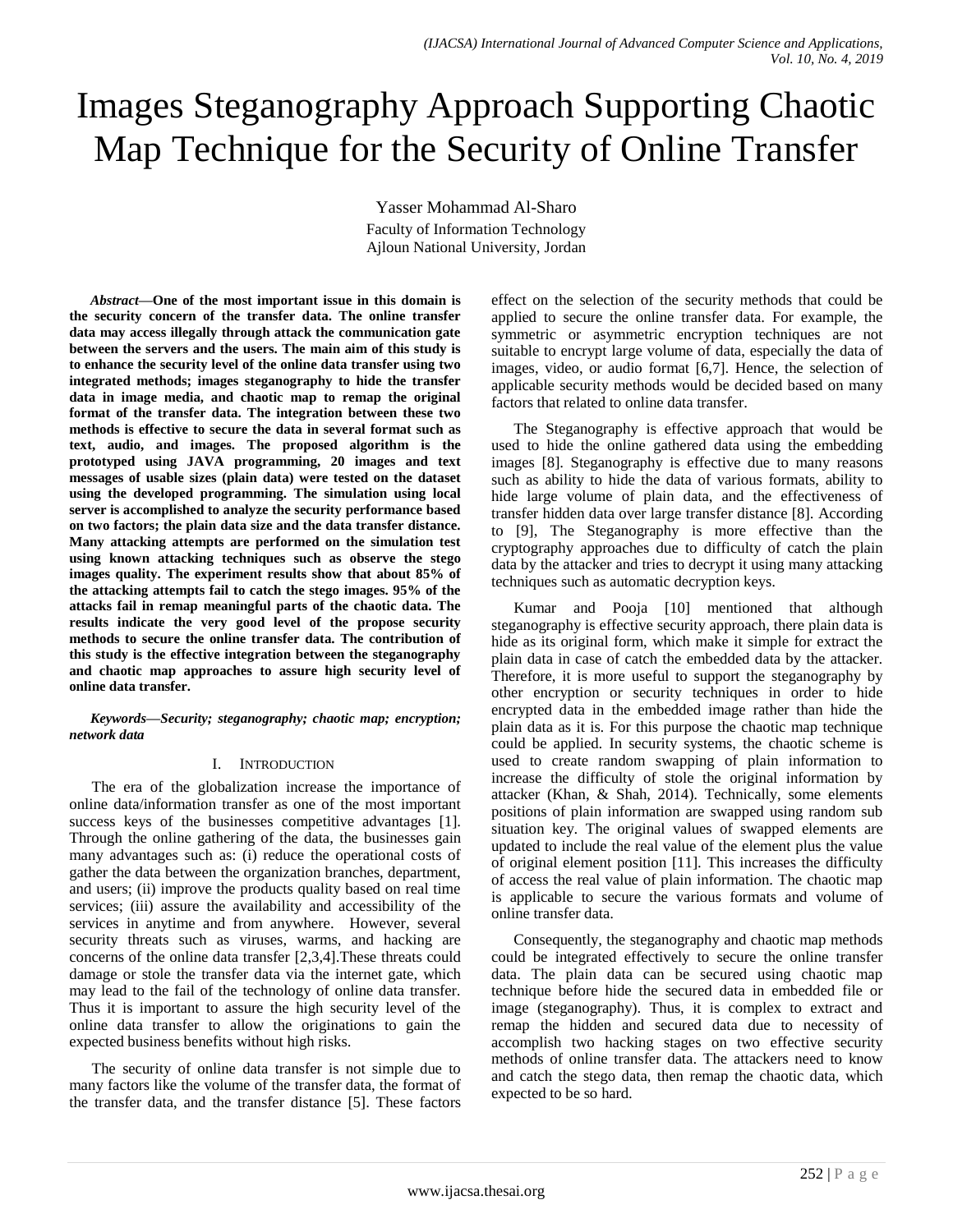# Images Steganography Approach Supporting Chaotic Map Technique for the Security of Online Transfer

Yasser Mohammad Al-Sharo

Faculty of Information Technology
Ajloun National University, Jordan

***Abstract*—One of the most important issue in this domain is the security concern of the transfer data. The online transfer data may access illegally through attack the communication gate between the servers and the users. The main aim of this study is to enhance the security level of the online data transfer using two integrated methods; images steganography to hide the transfer data in image media, and chaotic map to remap the original format of the transfer data. The integration between these two methods is effective to secure the data in several format such as text, audio, and images. The proposed algorithm is the prototyped using JAVA programming, 20 images and text messages of usable sizes (plain data) were tested on the dataset using the developed programming. The simulation using local server is accomplished to analyze the security performance based on two factors; the plain data size and the data transfer distance. Many attacking attempts are performed on the simulation test using known attacking techniques such as observe the stego images quality. The experiment results show that about 85% of the attacking attempts fail to catch the stego images. 95% of the attacks fail in remap meaningful parts of the chaotic data. The results indicate the very good level of the propose security methods to secure the online transfer data. The contribution of this study is the effective integration between the steganography and chaotic map approaches to assure high security level of online data transfer.**

***Keywords—Security; steganography; chaotic map; encryption; network data***

## I. Introduction

The era of the globalization increase the importance of online data/information transfer as one of the most important success keys of the businesses competitive advantages [1]. Through the online gathering of the data, the businesses gain many advantages such as: (i) reduce the operational costs of gather the data between the organization branches, department, and users; (ii) improve the products quality based on real time services; (iii) assure the availability and accessibility of the services in anytime and from anywhere. However, several security threats such as viruses, warms, and hacking are concerns of the online data transfer [2,3,4].These threats could damage or stole the transfer data via the internet gate, which may lead to the fail of the technology of online data transfer. Thus it is important to assure the high security level of the online data transfer to allow the originations to gain the expected business benefits without high risks.

The security of online data transfer is not simple due to many factors like the volume of the transfer data, the format of the transfer data, and the transfer distance [5]. These factors effect on the selection of the security methods that could be applied to secure the online transfer data. For example, the symmetric or asymmetric encryption techniques are not suitable to encrypt large volume of data, especially the data of images, video, or audio format [6,7]. Hence, the selection of applicable security methods would be decided based on many factors that related to online data transfer.

The Steganography is effective approach that would be used to hide the online gathered data using the embedding images [8]. Steganography is effective due to many reasons such as ability to hide the data of various formats, ability to hide large volume of plain data, and the effectiveness of transfer hidden data over large transfer distance [8]. According to [9], The Steganography is more effective than the cryptography approaches due to difficulty of catch the plain data by the attacker and tries to decrypt it using many attacking techniques such as automatic decryption keys.

Kumar and Pooja [10] mentioned that although steganography is effective security approach, there plain data is hide as its original form, which make it simple for extract the plain data in case of catch the embedded data by the attacker. Therefore, it is more useful to support the steganography by other encryption or security techniques in order to hide encrypted data in the embedded image rather than hide the plain data as it is. For this purpose the chaotic map technique could be applied. In security systems, the chaotic scheme is used to create random swapping of plain information to increase the difficulty of stole the original information by attacker (Khan, & Shah, 2014). Technically, some elements positions of plain information are swapped using random sub situation key. The original values of swapped elements are updated to include the real value of the element plus the value of original element position [11]. This increases the difficulty of access the real value of plain information. The chaotic map is applicable to secure the various formats and volume of online transfer data.

Consequently, the steganography and chaotic map methods could be integrated effectively to secure the online transfer data. The plain data can be secured using chaotic map technique before hide the secured data in embedded file or image (steganography). Thus, it is complex to extract and remap the hidden and secured data due to necessity of accomplish two hacking stages on two effective security methods of online transfer data. The attackers need to know and catch the stego data, then remap the chaotic data, which expected to be so hard.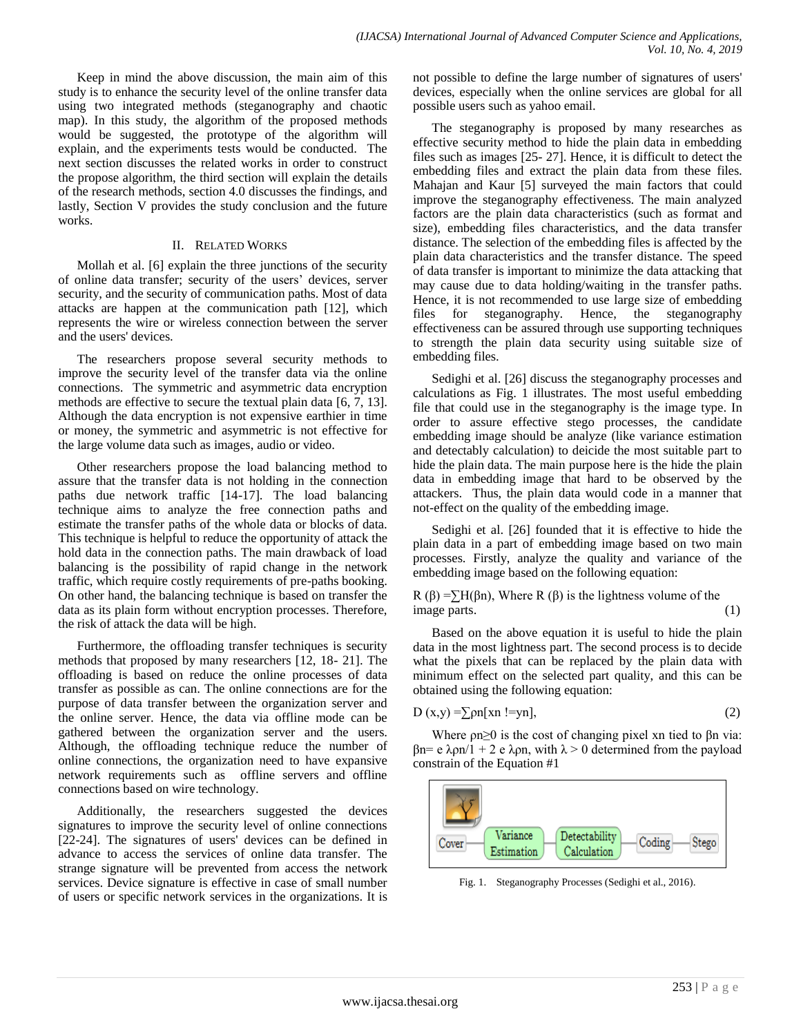Keep in mind the above discussion, the main aim of this study is to enhance the security level of the online transfer data using two integrated methods (steganography and chaotic map). In this study, the algorithm of the proposed methods would be suggested, the prototype of the algorithm will explain, and the experiments tests would be conducted. The next section discusses the related works in order to construct the propose algorithm, the third section will explain the details of the research methods, section 4.0 discusses the findings, and lastly, Section V provides the study conclusion and the future works.

## II. Related Works

Mollah et al. [6] explain the three junctions of the security of online data transfer; security of the users' devices, server security, and the security of communication paths. Most of data attacks are happen at the communication path [12], which represents the wire or wireless connection between the server and the users' devices.

The researchers propose several security methods to improve the security level of the transfer data via the online connections. The symmetric and asymmetric data encryption methods are effective to secure the textual plain data [6, 7, 13]. Although the data encryption is not expensive earthier in time or money, the symmetric and asymmetric is not effective for the large volume data such as images, audio or video.

Other researchers propose the load balancing method to assure that the transfer data is not holding in the connection paths due network traffic [14-17]. The load balancing technique aims to analyze the free connection paths and estimate the transfer paths of the whole data or blocks of data. This technique is helpful to reduce the opportunity of attack the hold data in the connection paths. The main drawback of load balancing is the possibility of rapid change in the network traffic, which require costly requirements of pre-paths booking. On other hand, the balancing technique is based on transfer the data as its plain form without encryption processes. Therefore, the risk of attack the data will be high.

Furthermore, the offloading transfer techniques is security methods that proposed by many researchers [12, 18- 21]. The offloading is based on reduce the online processes of data transfer as possible as can. The online connections are for the purpose of data transfer between the organization server and the online server. Hence, the data via offline mode can be gathered between the organization server and the users. Although, the offloading technique reduce the number of online connections, the organization need to have expansive network requirements such as offline servers and offline connections based on wire technology.

Additionally, the researchers suggested the devices signatures to improve the security level of online connections [22-24]. The signatures of users' devices can be defined in advance to access the services of online data transfer. The strange signature will be prevented from access the network services. Device signature is effective in case of small number of users or specific network services in the organizations. It is not possible to define the large number of signatures of users' devices, especially when the online services are global for all possible users such as yahoo email.

The steganography is proposed by many researches as effective security method to hide the plain data in embedding files such as images [25- 27]. Hence, it is difficult to detect the embedding files and extract the plain data from these files. Mahajan and Kaur [5] surveyed the main factors that could improve the steganography effectiveness. The main analyzed factors are the plain data characteristics (such as format and size), embedding files characteristics, and the data transfer distance. The selection of the embedding files is affected by the plain data characteristics and the transfer distance. The speed of data transfer is important to minimize the data attacking that may cause due to data holding/waiting in the transfer paths. Hence, it is not recommended to use large size of embedding files for steganography. Hence, the steganography effectiveness can be assured through use supporting techniques to strength the plain data security using suitable size of embedding files.

Sedighi et al. [26] discuss the steganography processes and calculations as Fig. 1 illustrates. The most useful embedding file that could use in the steganography is the image type. In order to assure effective stego processes, the candidate embedding image should be analyze (like variance estimation and detectably calculation) to deicide the most suitable part to hide the plain data. The main purpose here is the hide the plain data in embedding image that hard to be observed by the attackers. Thus, the plain data would code in a manner that not-effect on the quality of the embedding image.

Sedighi et al. [26] founded that it is effective to hide the plain data in a part of embedding image based on two main processes. Firstly, analyze the quality and variance of the embedding image based on the following equation:

$R(\beta) = \sum H(\beta n)$, Where $R(\beta)$ is the lightness volume of the image parts. (1)

Based on the above equation it is useful to hide the plain data in the most lightness part. The second process is to decide what the pixels that can be replaced by the plain data with minimum effect on the selected part quality, and this can be obtained using the following equation:

$$D(x,y) = \sum \rho n[xn \mathrel{!}= yn], \quad (2)$$

Where $\rho n \geq 0$ is the cost of changing pixel xn tied to $\beta n$ via: $\beta n = e\ \lambda\rho n/1 + 2\ e\ \lambda\rho n$, with $\lambda > 0$ determined from the payload constrain of the Equation #1

Cover — Variance Estimation — Detectability Calculation — Coding — Stego

Fig. 1. Steganography Processes (Sedighi et al., 2016).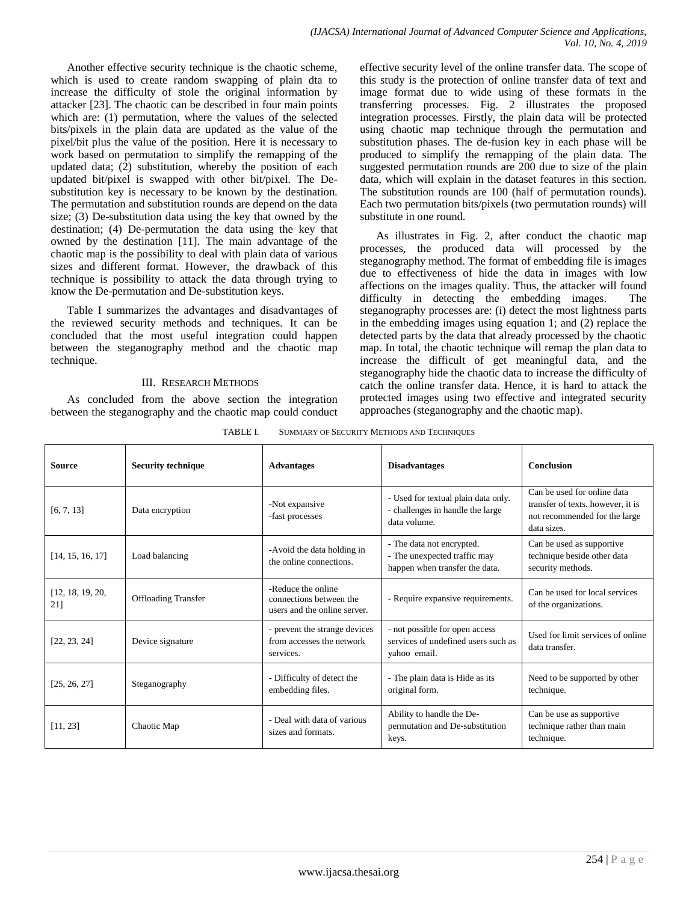Another effective security technique is the chaotic scheme, which is used to create random swapping of plain dta to increase the difficulty of stole the original information by attacker [23]. The chaotic can be described in four main points which are: (1) permutation, where the values of the selected bits/pixels in the plain data are updated as the value of the pixel/bit plus the value of the position. Here it is necessary to work based on permutation to simplify the remapping of the updated data; (2) substitution, whereby the position of each updated bit/pixel is swapped with other bit/pixel. The De-substitution key is necessary to be known by the destination. The permutation and substitution rounds are depend on the data size; (3) De-substitution data using the key that owned by the destination; (4) De-permutation the data using the key that owned by the destination [11]. The main advantage of the chaotic map is the possibility to deal with plain data of various sizes and different format. However, the drawback of this technique is possibility to attack the data through trying to know the De-permutation and De-substitution keys.

Table I summarizes the advantages and disadvantages of the reviewed security methods and techniques. It can be concluded that the most useful integration could happen between the steganography method and the chaotic map technique.

## III. Research Methods

As concluded from the above section the integration between the steganography and the chaotic map could conduct effective security level of the online transfer data. The scope of this study is the protection of online transfer data of text and image format due to wide using of these formats in the transferring processes. Fig. 2 illustrates the proposed integration processes. Firstly, the plain data will be protected using chaotic map technique through the permutation and substitution phases. The de-fusion key in each phase will be produced to simplify the remapping of the plain data. The suggested permutation rounds are 200 due to size of the plain data, which will explain in the dataset features in this section. The substitution rounds are 100 (half of permutation rounds). Each two permutation bits/pixels (two permutation rounds) will substitute in one round.

As illustrates in Fig. 2, after conduct the chaotic map processes, the produced data will processed by the steganography method. The format of embedding file is images due to effectiveness of hide the data in images with low affections on the images quality. Thus, the attacker will found difficulty in detecting the embedding images. The steganography processes are: (i) detect the most lightness parts in the embedding images using equation 1; and (2) replace the detected parts by the data that already processed by the chaotic map. In total, the chaotic technique will remap the plan data to increase the difficult of get meaningful data, and the steganography hide the chaotic data to increase the difficulty of catch the online transfer data. Hence, it is hard to attack the protected images using two effective and integrated security approaches (steganography and the chaotic map).

TABLE I. Summary of Security Methods and Techniques

| Source | Security technique | Advantages | Disadvantages | Conclusion |
|---|---|---|---|---|
| [6, 7, 13] | Data encryption | -Not expansive<br>-fast processes | - Used for textual plain data only.<br>- challenges in handle the large data volume. | Can be used for online data transfer of texts. however, it is not recommended for the large data sizes. |
| [14, 15, 16, 17] | Load balancing | -Avoid the data holding in the online connections. | - The data not encrypted.<br>- The unexpected traffic may happen when transfer the data. | Can be used as supportive technique beside other data security methods. |
| [12, 18, 19, 20, 21] | Offloading Transfer | -Reduce the online connections between the users and the online server. | - Require expansive requirements. | Can be used for local services of the organizations. |
| [22, 23, 24] | Device signature | - prevent the strange devices from accesses the network services. | - not possible for open access services of undefined users such as yahoo email. | Used for limit services of online data transfer. |
| [25, 26, 27] | Steganography | - Difficulty of detect the embedding files. | - The plain data is Hide as its original form. | Need to be supported by other technique. |
| [11, 23] | Chaotic Map | - Deal with data of various sizes and formats. | Ability to handle the De-permutation and De-substitution keys. | Can be use as supportive technique rather than main technique. |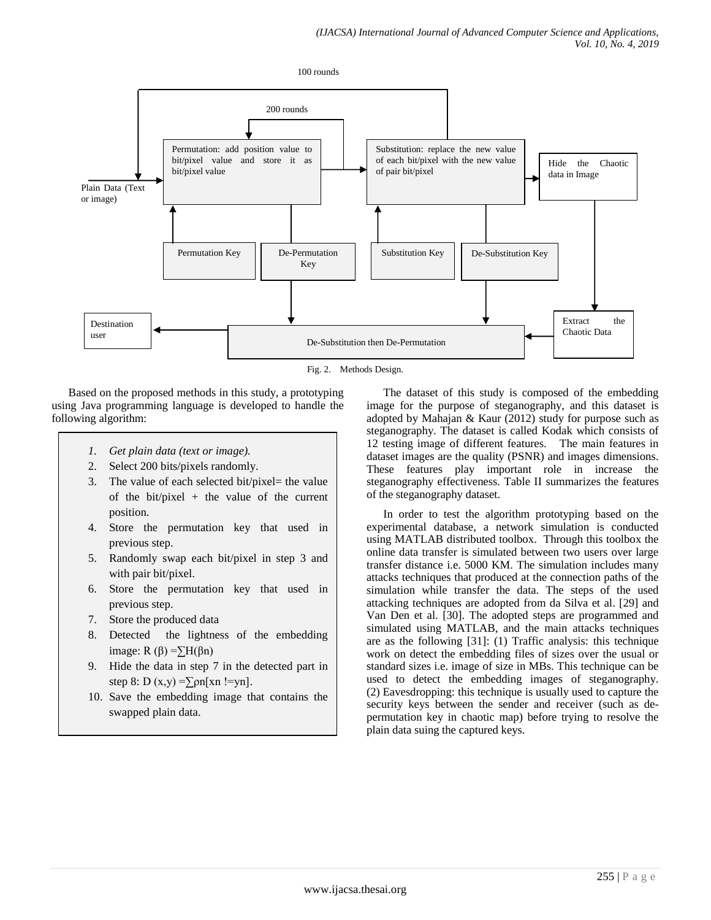100 rounds

200 rounds

Permutation: add position value to bit/pixel value and store it as bit/pixel value

Substitution: replace the new value of each bit/pixel with the new value of pair bit/pixel

Hide the Chaotic data in Image

Plain Data (Text or image)

Permutation Key

De-Permutation Key

Substitution Key

De-Substitution Key

Destination user

De-Substitution then De-Permutation

Extract the Chaotic Data

Fig. 2. Methods Design.

Based on the proposed methods in this study, a prototyping using Java programming language is developed to handle the following algorithm:

1. *Get plain data (text or image).*
2. Select 200 bits/pixels randomly.
3. The value of each selected bit/pixel= the value of the bit/pixel + the value of the current position.
4. Store the permutation key that used in previous step.
5. Randomly swap each bit/pixel in step 3 and with pair bit/pixel.
6. Store the permutation key that used in previous step.
7. Store the produced data
8. Detected the lightness of the embedding image: $R(\beta) = \sum H(\beta n)$
9. Hide the data in step 7 in the detected part in step 8: $D(x,y) = \sum \rho n[xn \, != yn]$.
10. Save the embedding image that contains the swapped plain data.

The dataset of this study is composed of the embedding image for the purpose of steganography, and this dataset is adopted by Mahajan & Kaur (2012) study for purpose such as steganography. The dataset is called Kodak which consists of 12 testing image of different features. The main features in dataset images are the quality (PSNR) and images dimensions. These features play important role in increase the steganography effectiveness. Table II summarizes the features of the steganography dataset.

In order to test the algorithm prototyping based on the experimental database, a network simulation is conducted using MATLAB distributed toolbox. Through this toolbox the online data transfer is simulated between two users over large transfer distance i.e. 5000 KM. The simulation includes many attacks techniques that produced at the connection paths of the simulation while transfer the data. The steps of the used attacking techniques are adopted from da Silva et al. [29] and Van Den et al. [30]. The adopted steps are programmed and simulated using MATLAB, and the main attacks techniques are as the following [31]: (1) Traffic analysis: this technique work on detect the embedding files of sizes over the usual or standard sizes i.e. image of size in MBs. This technique can be used to detect the embedding images of steganography. (2) Eavesdropping: this technique is usually used to capture the security keys between the sender and receiver (such as de-permutation key in chaotic map) before trying to resolve the plain data suing the captured keys.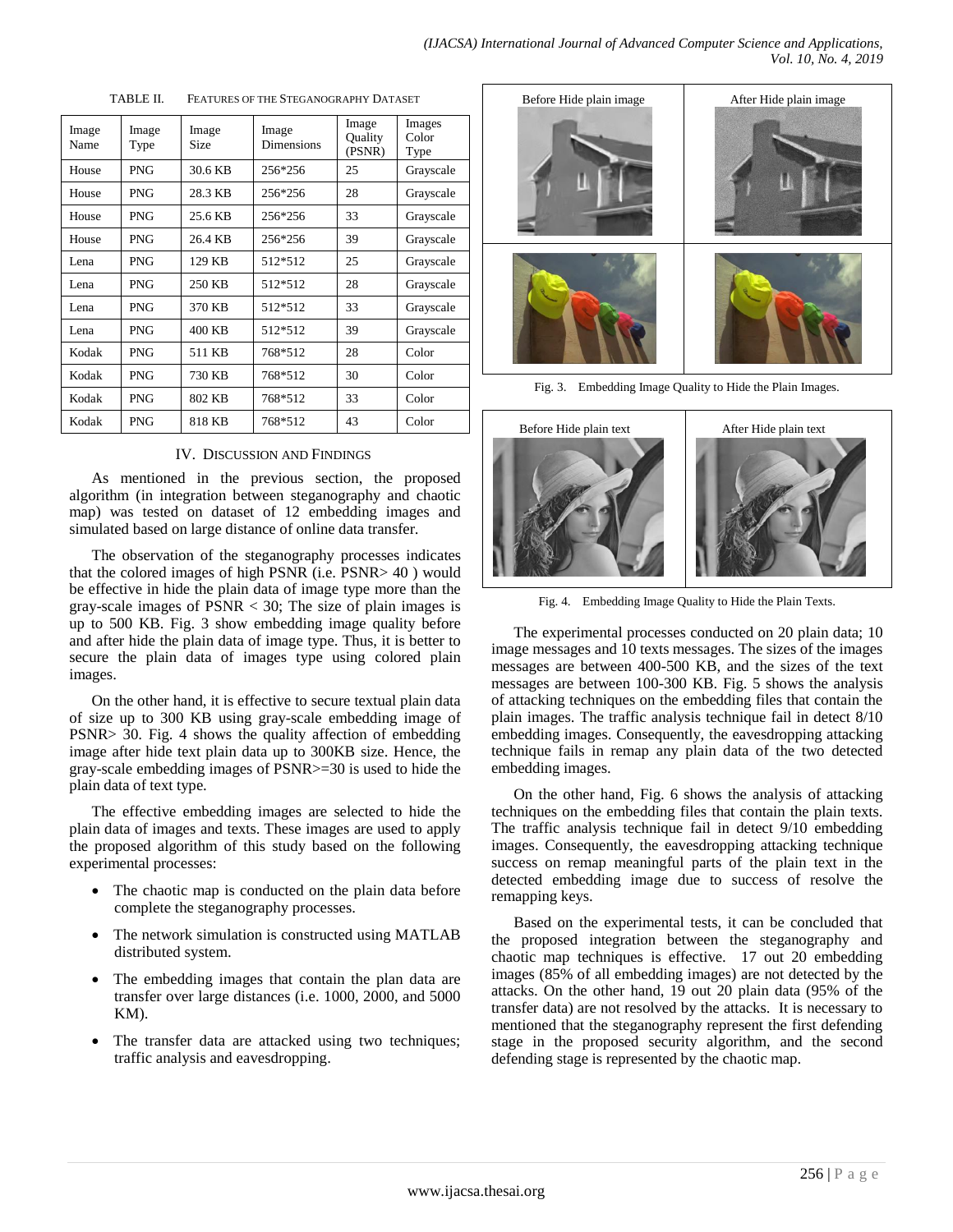TABLE II. FEATURES OF THE STEGANOGRAPHY DATASET

| Image Name | Image Type | Image Size | Image Dimensions | Image Quality (PSNR) | Images Color Type |
|---|---|---|---|---|---|
| House | PNG | 30.6 KB | 256*256 | 25 | Grayscale |
| House | PNG | 28.3 KB | 256*256 | 28 | Grayscale |
| House | PNG | 25.6 KB | 256*256 | 33 | Grayscale |
| House | PNG | 26.4 KB | 256*256 | 39 | Grayscale |
| Lena | PNG | 129 KB | 512*512 | 25 | Grayscale |
| Lena | PNG | 250 KB | 512*512 | 28 | Grayscale |
| Lena | PNG | 370 KB | 512*512 | 33 | Grayscale |
| Lena | PNG | 400 KB | 512*512 | 39 | Grayscale |
| Kodak | PNG | 511 KB | 768*512 | 28 | Color |
| Kodak | PNG | 730 KB | 768*512 | 30 | Color |
| Kodak | PNG | 802 KB | 768*512 | 33 | Color |
| Kodak | PNG | 818 KB | 768*512 | 43 | Color |

## IV. Discussion and Findings

As mentioned in the previous section, the proposed algorithm (in integration between steganography and chaotic map) was tested on dataset of 12 embedding images and simulated based on large distance of online data transfer.

The observation of the steganography processes indicates that the colored images of high PSNR (i.e. PSNR> 40 ) would be effective in hide the plain data of image type more than the gray-scale images of PSNR < 30; The size of plain images is up to 500 KB. Fig. 3 show embedding image quality before and after hide the plain data of image type. Thus, it is better to secure the plain data of images type using colored plain images.

On the other hand, it is effective to secure textual plain data of size up to 300 KB using gray-scale embedding image of PSNR> 30. Fig. 4 shows the quality affection of embedding image after hide text plain data up to 300KB size. Hence, the gray-scale embedding images of PSNR>=30 is used to hide the plain data of text type.

The effective embedding images are selected to hide the plain data of images and texts. These images are used to apply the proposed algorithm of this study based on the following experimental processes:

- The chaotic map is conducted on the plain data before complete the steganography processes.
- The network simulation is constructed using MATLAB distributed system.
- The embedding images that contain the plan data are transfer over large distances (i.e. 1000, 2000, and 5000 KM).
- The transfer data are attacked using two techniques; traffic analysis and eavesdropping.

| Before Hide plain image | After Hide plain image |
|---|---|

Fig. 3. Embedding Image Quality to Hide the Plain Images.

| Before Hide plain text | After Hide plain text |
|---|---|

Fig. 4. Embedding Image Quality to Hide the Plain Texts.

The experimental processes conducted on 20 plain data; 10 image messages and 10 texts messages. The sizes of the images messages are between 400-500 KB, and the sizes of the text messages are between 100-300 KB. Fig. 5 shows the analysis of attacking techniques on the embedding files that contain the plain images. The traffic analysis technique fail in detect 8/10 embedding images. Consequently, the eavesdropping attacking technique fails in remap any plain data of the two detected embedding images.

On the other hand, Fig. 6 shows the analysis of attacking techniques on the embedding files that contain the plain texts. The traffic analysis technique fail in detect 9/10 embedding images. Consequently, the eavesdropping attacking technique success on remap meaningful parts of the plain text in the detected embedding image due to success of resolve the remapping keys.

Based on the experimental tests, it can be concluded that the proposed integration between the steganography and chaotic map techniques is effective. 17 out 20 embedding images (85% of all embedding images) are not detected by the attacks. On the other hand, 19 out 20 plain data (95% of the transfer data) are not resolved by the attacks. It is necessary to mentioned that the steganography represent the first defending stage in the proposed security algorithm, and the second defending stage is represented by the chaotic map.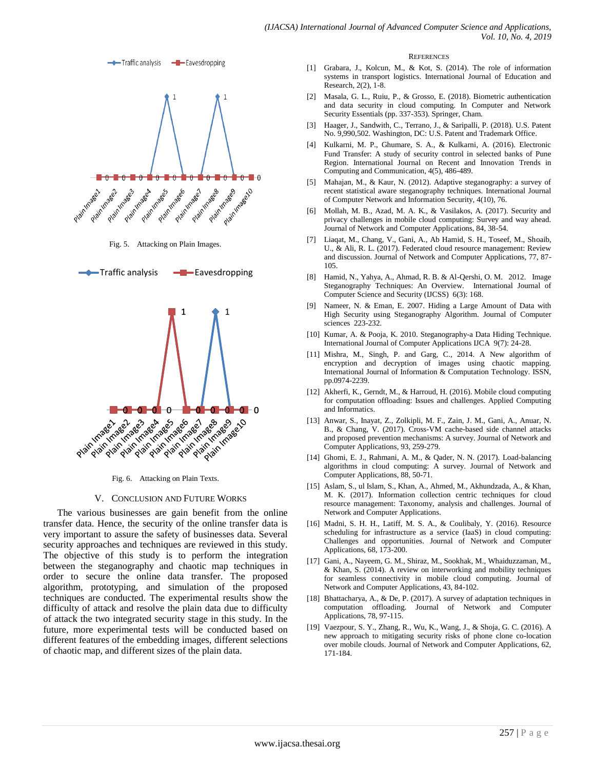Fig. 5. Attacking on Plain Images.

Fig. 6. Attacking on Plain Texts.

## V. Conclusion and Future Works

The various businesses are gain benefit from the online transfer data. Hence, the security of the online transfer data is very important to assure the safety of businesses data. Several security approaches and techniques are reviewed in this study. The objective of this study is to perform the integration between the steganography and chaotic map techniques in order to secure the online data transfer. The proposed algorithm, prototyping, and simulation of the proposed techniques are conducted. The experimental results show the difficulty of attack and resolve the plain data due to difficulty of attack the two integrated security stage in this study. In the future, more experimental tests will be conducted based on different features of the embedding images, different selections of chaotic map, and different sizes of the plain data.

## References

[1] Grabara, J., Kolcun, M., & Kot, S. (2014). The role of information systems in transport logistics. International Journal of Education and Research, 2(2), 1-8.

[2] Masala, G. L., Ruiu, P., & Grosso, E. (2018). Biometric authentication and data security in cloud computing. In Computer and Network Security Essentials (pp. 337-353). Springer, Cham.

[3] Haager, J., Sandwith, C., Terrano, J., & Saripalli, P. (2018). U.S. Patent No. 9,990,502. Washington, DC: U.S. Patent and Trademark Office.

[4] Kulkarni, M. P., Ghumare, S. A., & Kulkarni, A. (2016). Electronic Fund Transfer: A study of security control in selected banks of Pune Region. International Journal on Recent and Innovation Trends in Computing and Communication, 4(5), 486-489.

[5] Mahajan, M., & Kaur, N. (2012). Adaptive steganography: a survey of recent statistical aware steganography techniques. International Journal of Computer Network and Information Security, 4(10), 76.

[6] Mollah, M. B., Azad, M. A. K., & Vasilakos, A. (2017). Security and privacy challenges in mobile cloud computing: Survey and way ahead. Journal of Network and Computer Applications, 84, 38-54.

[7] Liaqat, M., Chang, V., Gani, A., Ab Hamid, S. H., Toseef, M., Shoaib, U., & Ali, R. L. (2017). Federated cloud resource management: Review and discussion. Journal of Network and Computer Applications, 77, 87-105.

[8] Hamid, N., Yahya, A., Ahmad, R. B. & Al-Qershi, O. M. 2012. Image Steganography Techniques: An Overview. International Journal of Computer Science and Security (IJCSS) 6(3): 168.

[9] Nameer, N. & Eman, E. 2007. Hiding a Large Amount of Data with High Security using Steganography Algorithm. Journal of Computer sciences 223-232.

[10] Kumar, A. & Pooja, K. 2010. Steganography-a Data Hiding Technique. International Journal of Computer Applications IJCA 9(7): 24-28.

[11] Mishra, M., Singh, P. and Garg, C., 2014. A New algorithm of encryption and decryption of images using chaotic mapping. International Journal of Information & Computation Technology. ISSN, pp.0974-2239.

[12] Akherfi, K., Gerndt, M., & Harroud, H. (2016). Mobile cloud computing for computation offloading: Issues and challenges. Applied Computing and Informatics.

[13] Anwar, S., Inayat, Z., Zolkipli, M. F., Zain, J. M., Gani, A., Anuar, N. B., & Chang, V. (2017). Cross-VM cache-based side channel attacks and proposed prevention mechanisms: A survey. Journal of Network and Computer Applications, 93, 259-279.

[14] Ghomi, E. J., Rahmani, A. M., & Qader, N. N. (2017). Load-balancing algorithms in cloud computing: A survey. Journal of Network and Computer Applications, 88, 50-71.

[15] Aslam, S., ul Islam, S., Khan, A., Ahmed, M., Akhundzada, A., & Khan, M. K. (2017). Information collection centric techniques for cloud resource management: Taxonomy, analysis and challenges. Journal of Network and Computer Applications.

[16] Madni, S. H. H., Latiff, M. S. A., & Coulibaly, Y. (2016). Resource scheduling for infrastructure as a service (IaaS) in cloud computing: Challenges and opportunities. Journal of Network and Computer Applications, 68, 173-200.

[17] Gani, A., Nayeem, G. M., Shiraz, M., Sookhak, M., Whaiduzzaman, M., & Khan, S. (2014). A review on interworking and mobility techniques for seamless connectivity in mobile cloud computing. Journal of Network and Computer Applications, 43, 84-102.

[18] Bhattacharya, A., & De, P. (2017). A survey of adaptation techniques in computation offloading. Journal of Network and Computer Applications, 78, 97-115.

[19] Vaezpour, S. Y., Zhang, R., Wu, K., Wang, J., & Shoja, G. C. (2016). A new approach to mitigating security risks of phone clone co-location over mobile clouds. Journal of Network and Computer Applications, 62, 171-184.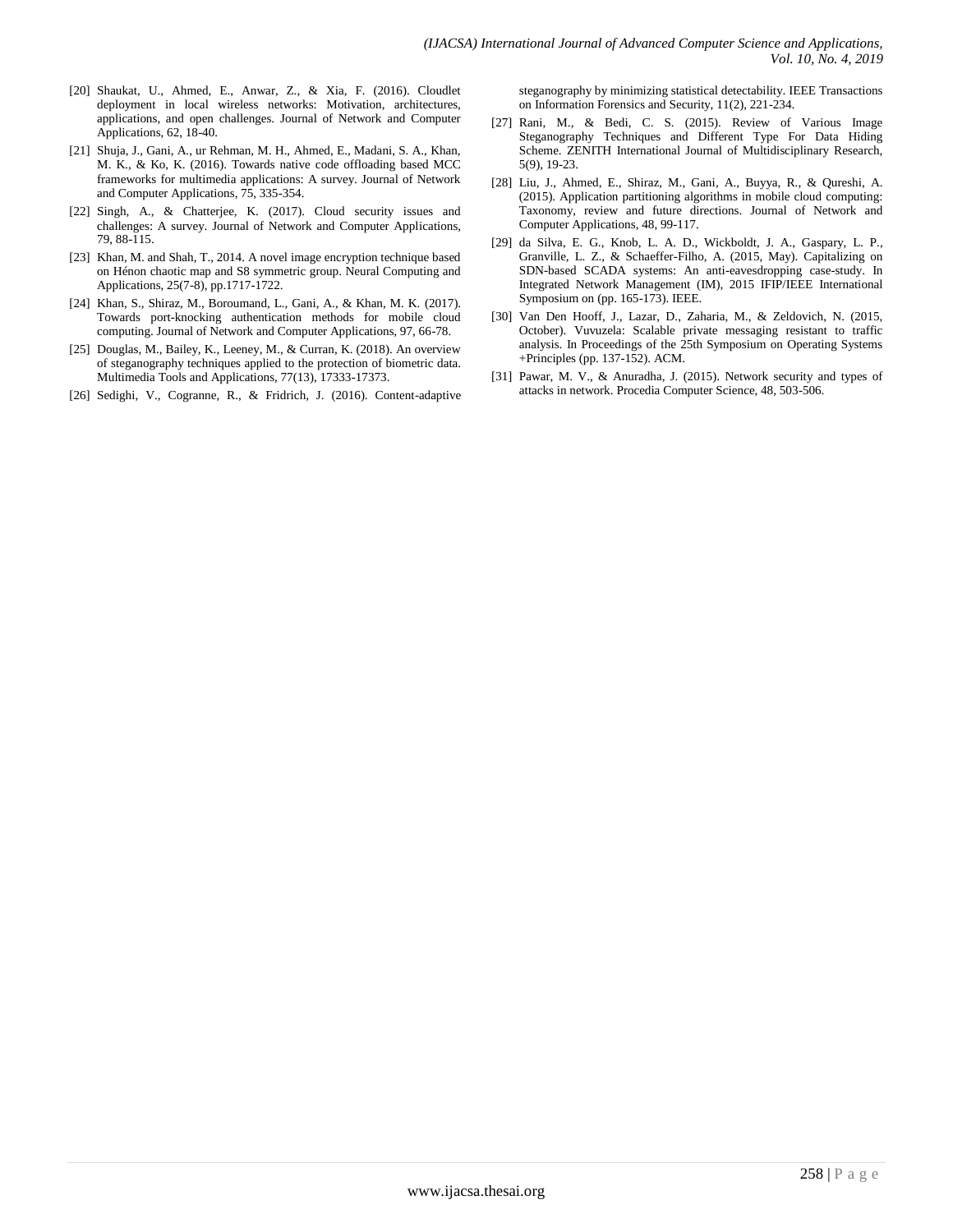[20] Shaukat, U., Ahmed, E., Anwar, Z., & Xia, F. (2016). Cloudlet deployment in local wireless networks: Motivation, architectures, applications, and open challenges. Journal of Network and Computer Applications, 62, 18-40.

[21] Shuja, J., Gani, A., ur Rehman, M. H., Ahmed, E., Madani, S. A., Khan, M. K., & Ko, K. (2016). Towards native code offloading based MCC frameworks for multimedia applications: A survey. Journal of Network and Computer Applications, 75, 335-354.

[22] Singh, A., & Chatterjee, K. (2017). Cloud security issues and challenges: A survey. Journal of Network and Computer Applications, 79, 88-115.

[23] Khan, M. and Shah, T., 2014. A novel image encryption technique based on Hénon chaotic map and S8 symmetric group. Neural Computing and Applications, 25(7-8), pp.1717-1722.

[24] Khan, S., Shiraz, M., Boroumand, L., Gani, A., & Khan, M. K. (2017). Towards port-knocking authentication methods for mobile cloud computing. Journal of Network and Computer Applications, 97, 66-78.

[25] Douglas, M., Bailey, K., Leeney, M., & Curran, K. (2018). An overview of steganography techniques applied to the protection of biometric data. Multimedia Tools and Applications, 77(13), 17333-17373.

[26] Sedighi, V., Cogranne, R., & Fridrich, J. (2016). Content-adaptive steganography by minimizing statistical detectability. IEEE Transactions on Information Forensics and Security, 11(2), 221-234.

[27] Rani, M., & Bedi, C. S. (2015). Review of Various Image Steganography Techniques and Different Type For Data Hiding Scheme. ZENITH International Journal of Multidisciplinary Research, 5(9), 19-23.

[28] Liu, J., Ahmed, E., Shiraz, M., Gani, A., Buyya, R., & Qureshi, A. (2015). Application partitioning algorithms in mobile cloud computing: Taxonomy, review and future directions. Journal of Network and Computer Applications, 48, 99-117.

[29] da Silva, E. G., Knob, L. A. D., Wickboldt, J. A., Gaspary, L. P., Granville, L. Z., & Schaeffer-Filho, A. (2015, May). Capitalizing on SDN-based SCADA systems: An anti-eavesdropping case-study. In Integrated Network Management (IM), 2015 IFIP/IEEE International Symposium on (pp. 165-173). IEEE.

[30] Van Den Hooff, J., Lazar, D., Zaharia, M., & Zeldovich, N. (2015, October). Vuvuzela: Scalable private messaging resistant to traffic analysis. In Proceedings of the 25th Symposium on Operating Systems +Principles (pp. 137-152). ACM.

[31] Pawar, M. V., & Anuradha, J. (2015). Network security and types of attacks in network. Procedia Computer Science, 48, 503-506.